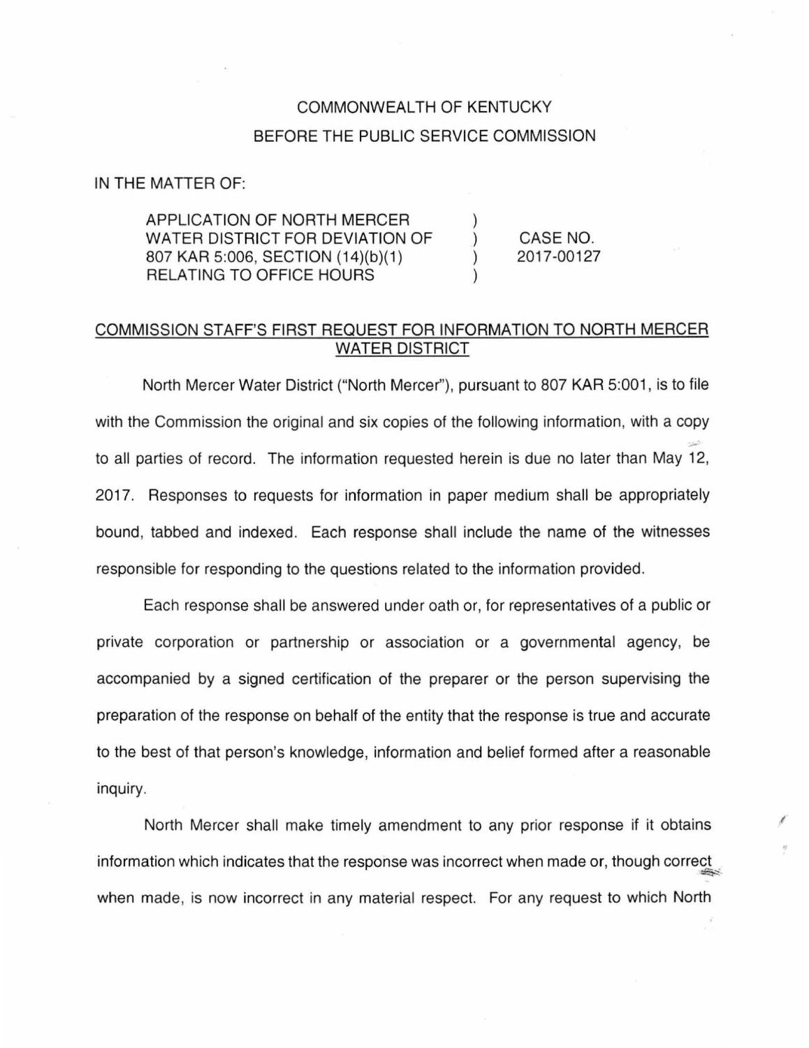COMMONWEALTH OF KENTUCKY

BEFORE THE PUBLIC SERVICE COMMISSION

IN THE MATTER OF:

| | | |
|---|---|---|
| APPLICATION OF NORTH MERCER WATER DISTRICT FOR DEVIATION OF 807 KAR 5:006, SECTION (14)(b)(1) RELATING TO OFFICE HOURS | ) ) ) ) | CASE NO. 2017-00127 |

COMMISSION STAFF'S FIRST REQUEST FOR INFORMATION TO NORTH MERCER WATER DISTRICT

North Mercer Water District ("North Mercer"), pursuant to 807 KAR 5:001, is to file with the Commission the original and six copies of the following information, with a copy to all parties of record. The information requested herein is due no later than May 12, 2017. Responses to requests for information in paper medium shall be appropriately bound, tabbed and indexed. Each response shall include the name of the witnesses responsible for responding to the questions related to the information provided.

Each response shall be answered under oath or, for representatives of a public or private corporation or partnership or association or a governmental agency, be accompanied by a signed certification of the preparer or the person supervising the preparation of the response on behalf of the entity that the response is true and accurate to the best of that person's knowledge, information and belief formed after a reasonable inquiry.

North Mercer shall make timely amendment to any prior response if it obtains information which indicates that the response was incorrect when made or, though correct when made, is now incorrect in any material respect. For any request to which North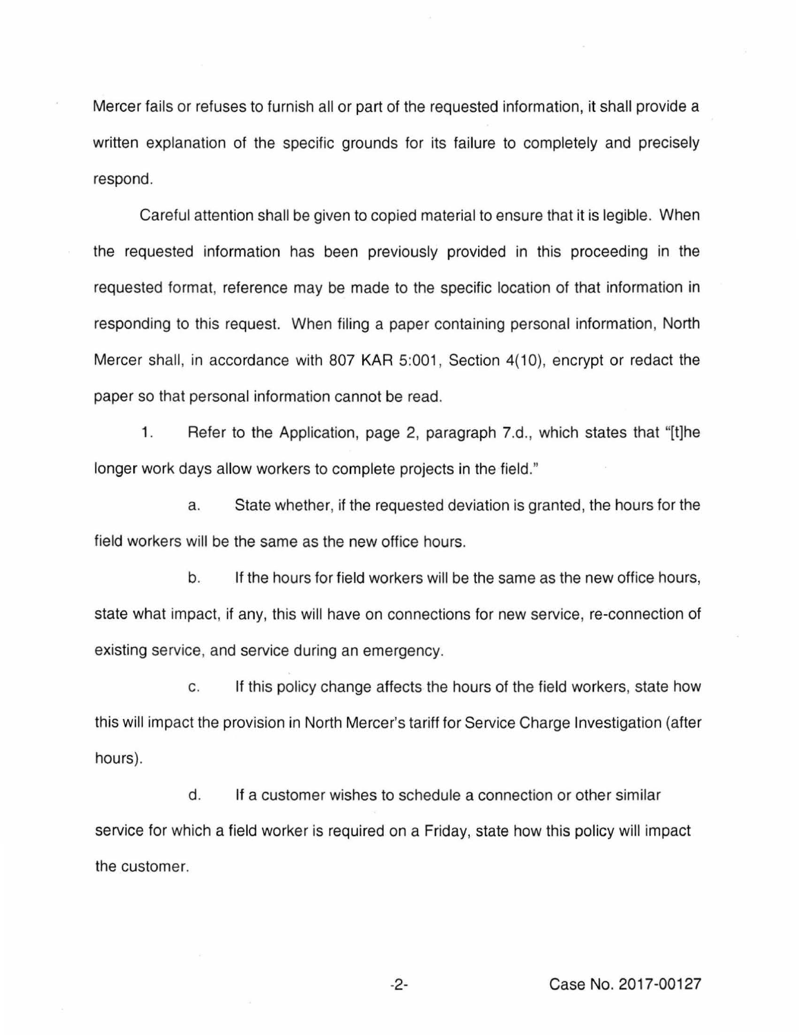Mercer fails or refuses to furnish all or part of the requested information, it shall provide a written explanation of the specific grounds for its failure to completely and precisely respond.

Careful attention shall be given to copied material to ensure that it is legible. When the requested information has been previously provided in this proceeding in the requested format, reference may be made to the specific location of that information in responding to this request. When filing a paper containing personal information, North Mercer shall, in accordance with 807 KAR 5:001, Section 4(10), encrypt or redact the paper so that personal information cannot be read.

1. Refer to the Application, page 2, paragraph 7.d., which states that "[t]he longer work days allow workers to complete projects in the field."

   a. State whether, if the requested deviation is granted, the hours for the field workers will be the same as the new office hours.

   b. If the hours for field workers will be the same as the new office hours, state what impact, if any, this will have on connections for new service, re-connection of existing service, and service during an emergency.

   c. If this policy change affects the hours of the field workers, state how this will impact the provision in North Mercer's tariff for Service Charge Investigation (after hours).

   d. If a customer wishes to schedule a connection or other similar service for which a field worker is required on a Friday, state how this policy will impact the customer.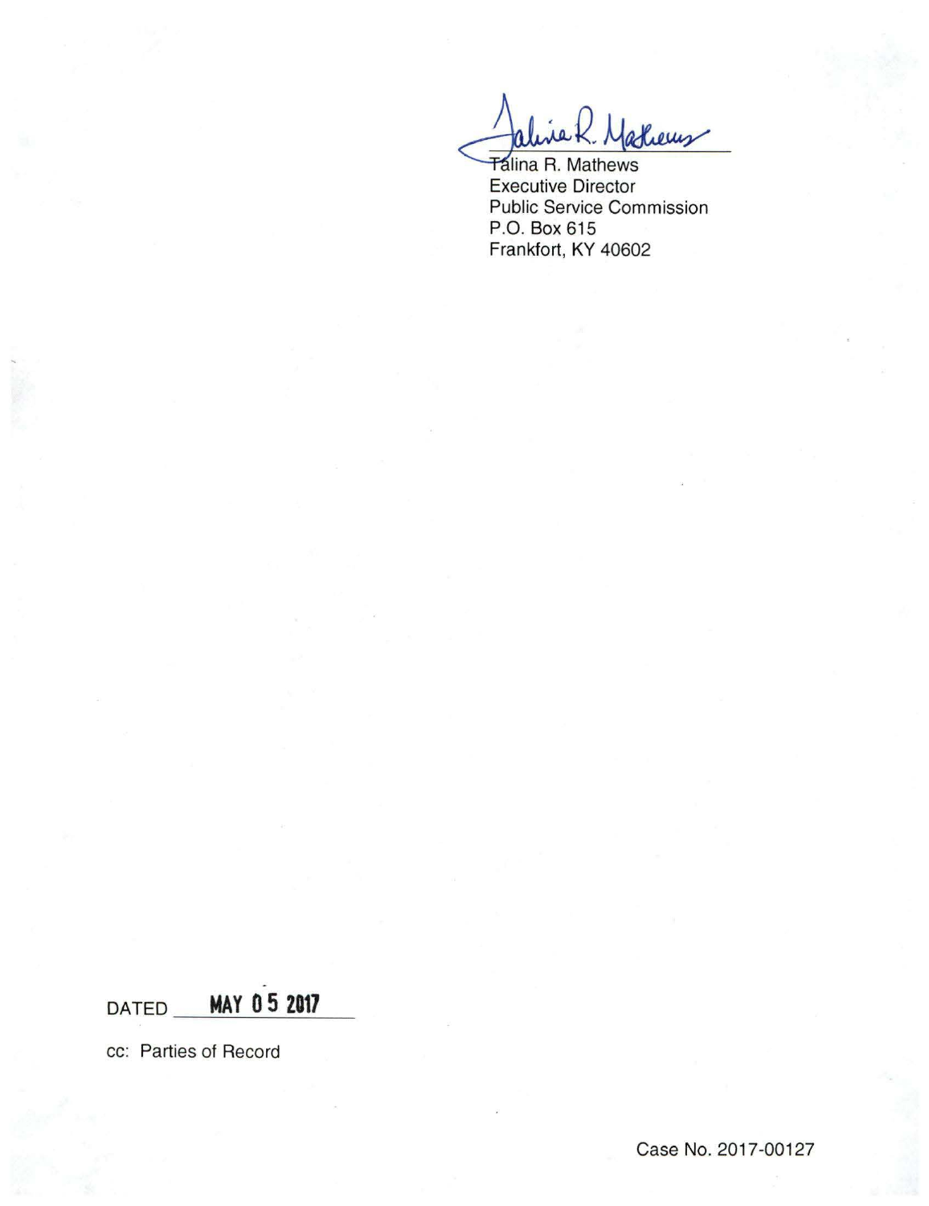Talina R. Mathews
Executive Director
Public Service Commission
P.O. Box 615
Frankfort, KY 40602

DATED MAY 05 2017

cc: Parties of Record

Case No. 2017-00127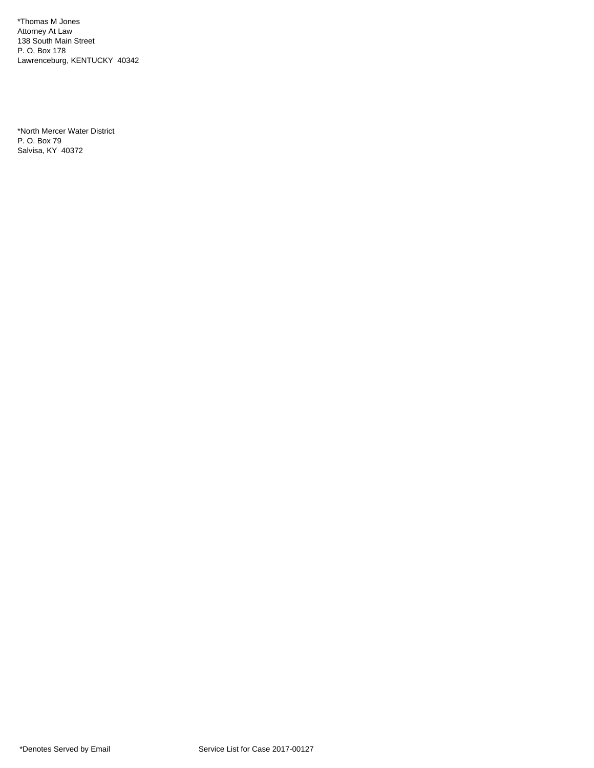*Thomas M Jones
Attorney At Law
138 South Main Street
P. O. Box 178
Lawrenceburg, KENTUCKY  40342

*North Mercer Water District
P. O. Box 79
Salvisa, KY  40372

*Denotes Served by Email

Service List for Case 2017-00127